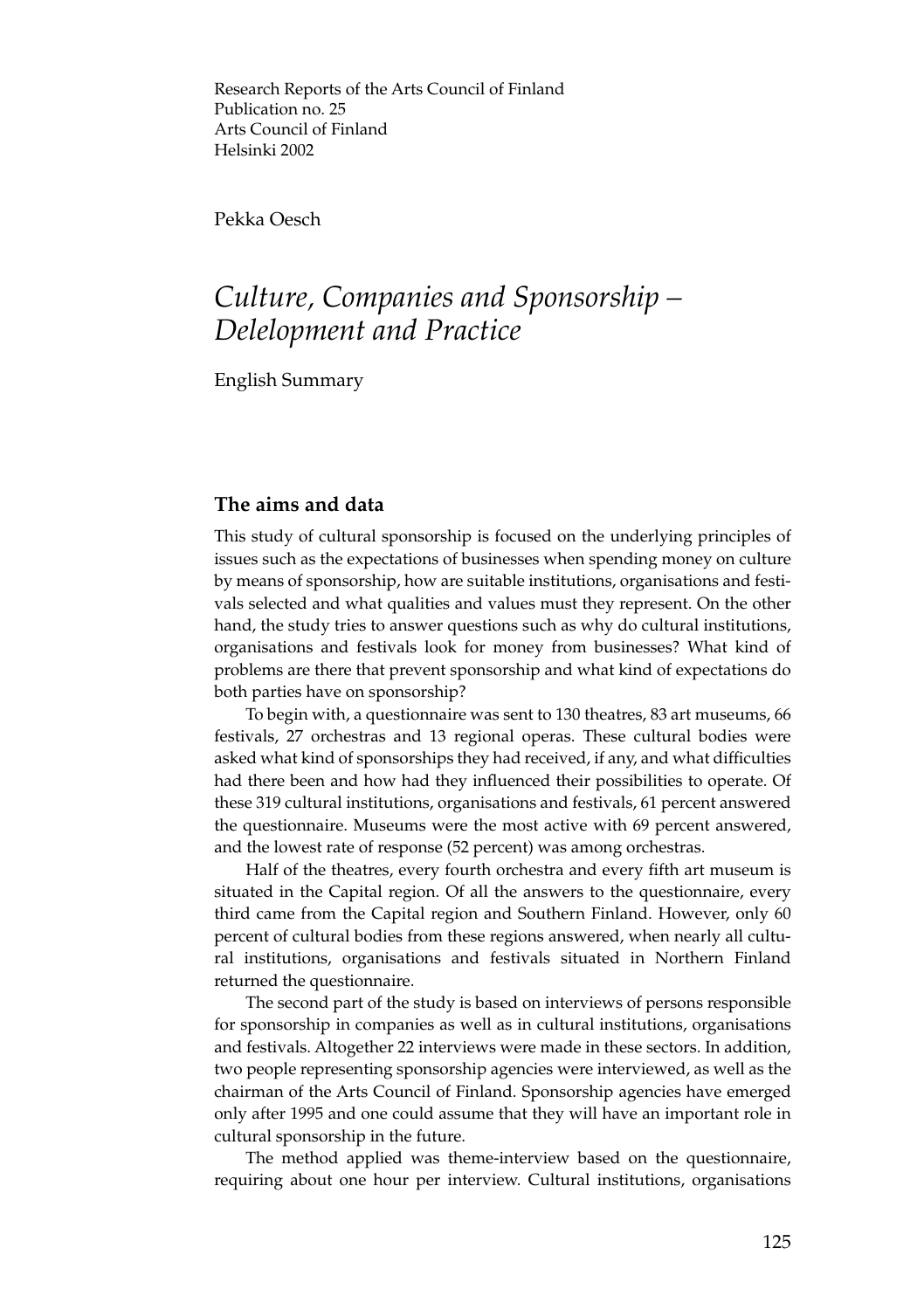Research Reports of the Arts Council of Finland
Publication no. 25
Arts Council of Finland
Helsinki 2002

Pekka Oesch

# *Culture, Companies and Sponsorship – Delelopment and Practice*

English Summary

## The aims and data

This study of cultural sponsorship is focused on the underlying principles of issues such as the expectations of businesses when spending money on culture by means of sponsorship, how are suitable institutions, organisations and festivals selected and what qualities and values must they represent. On the other hand, the study tries to answer questions such as why do cultural institutions, organisations and festivals look for money from businesses? What kind of problems are there that prevent sponsorship and what kind of expectations do both parties have on sponsorship?

To begin with, a questionnaire was sent to 130 theatres, 83 art museums, 66 festivals, 27 orchestras and 13 regional operas. These cultural bodies were asked what kind of sponsorships they had received, if any, and what difficulties had there been and how had they influenced their possibilities to operate. Of these 319 cultural institutions, organisations and festivals, 61 percent answered the questionnaire. Museums were the most active with 69 percent answered, and the lowest rate of response (52 percent) was among orchestras.

Half of the theatres, every fourth orchestra and every fifth art museum is situated in the Capital region. Of all the answers to the questionnaire, every third came from the Capital region and Southern Finland. However, only 60 percent of cultural bodies from these regions answered, when nearly all cultural institutions, organisations and festivals situated in Northern Finland returned the questionnaire.

The second part of the study is based on interviews of persons responsible for sponsorship in companies as well as in cultural institutions, organisations and festivals. Altogether 22 interviews were made in these sectors. In addition, two people representing sponsorship agencies were interviewed, as well as the chairman of the Arts Council of Finland. Sponsorship agencies have emerged only after 1995 and one could assume that they will have an important role in cultural sponsorship in the future.

The method applied was theme-interview based on the questionnaire, requiring about one hour per interview. Cultural institutions, organisations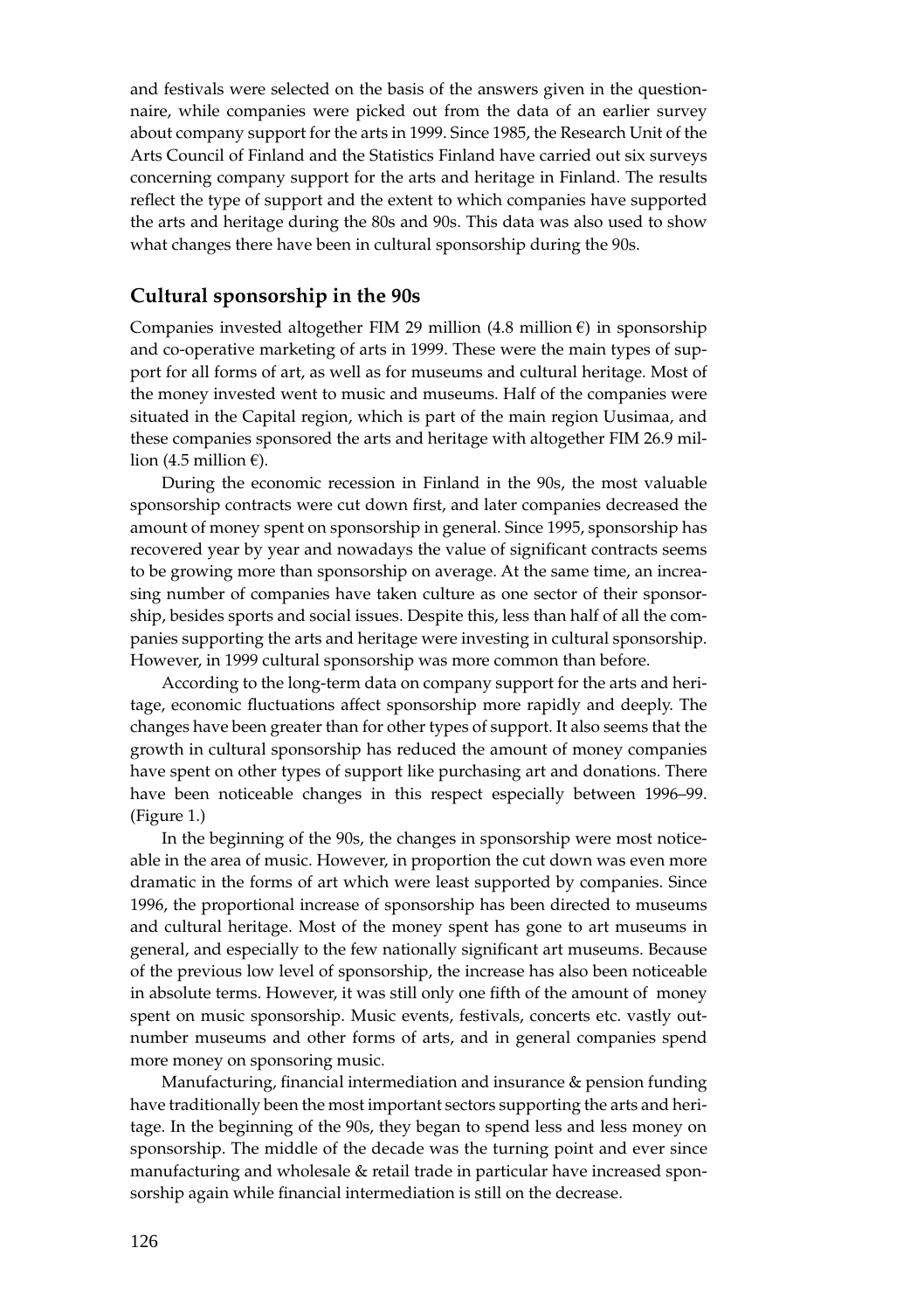and festivals were selected on the basis of the answers given in the questionnaire, while companies were picked out from the data of an earlier survey about company support for the arts in 1999. Since 1985, the Research Unit of the Arts Council of Finland and the Statistics Finland have carried out six surveys concerning company support for the arts and heritage in Finland. The results reflect the type of support and the extent to which companies have supported the arts and heritage during the 80s and 90s. This data was also used to show what changes there have been in cultural sponsorship during the 90s.

## Cultural sponsorship in the 90s

Companies invested altogether FIM 29 million (4.8 million €) in sponsorship and co-operative marketing of arts in 1999. These were the main types of support for all forms of art, as well as for museums and cultural heritage. Most of the money invested went to music and museums. Half of the companies were situated in the Capital region, which is part of the main region Uusimaa, and these companies sponsored the arts and heritage with altogether FIM 26.9 million (4.5 million €).

During the economic recession in Finland in the 90s, the most valuable sponsorship contracts were cut down first, and later companies decreased the amount of money spent on sponsorship in general. Since 1995, sponsorship has recovered year by year and nowadays the value of significant contracts seems to be growing more than sponsorship on average. At the same time, an increasing number of companies have taken culture as one sector of their sponsorship, besides sports and social issues. Despite this, less than half of all the companies supporting the arts and heritage were investing in cultural sponsorship. However, in 1999 cultural sponsorship was more common than before.

According to the long-term data on company support for the arts and heritage, economic fluctuations affect sponsorship more rapidly and deeply. The changes have been greater than for other types of support. It also seems that the growth in cultural sponsorship has reduced the amount of money companies have spent on other types of support like purchasing art and donations. There have been noticeable changes in this respect especially between 1996–99. (Figure 1.)

In the beginning of the 90s, the changes in sponsorship were most noticeable in the area of music. However, in proportion the cut down was even more dramatic in the forms of art which were least supported by companies. Since 1996, the proportional increase of sponsorship has been directed to museums and cultural heritage. Most of the money spent has gone to art museums in general, and especially to the few nationally significant art museums. Because of the previous low level of sponsorship, the increase has also been noticeable in absolute terms. However, it was still only one fifth of the amount of money spent on music sponsorship. Music events, festivals, concerts etc. vastly outnumber museums and other forms of arts, and in general companies spend more money on sponsoring music.

Manufacturing, financial intermediation and insurance & pension funding have traditionally been the most important sectors supporting the arts and heritage. In the beginning of the 90s, they began to spend less and less money on sponsorship. The middle of the decade was the turning point and ever since manufacturing and wholesale & retail trade in particular have increased sponsorship again while financial intermediation is still on the decrease.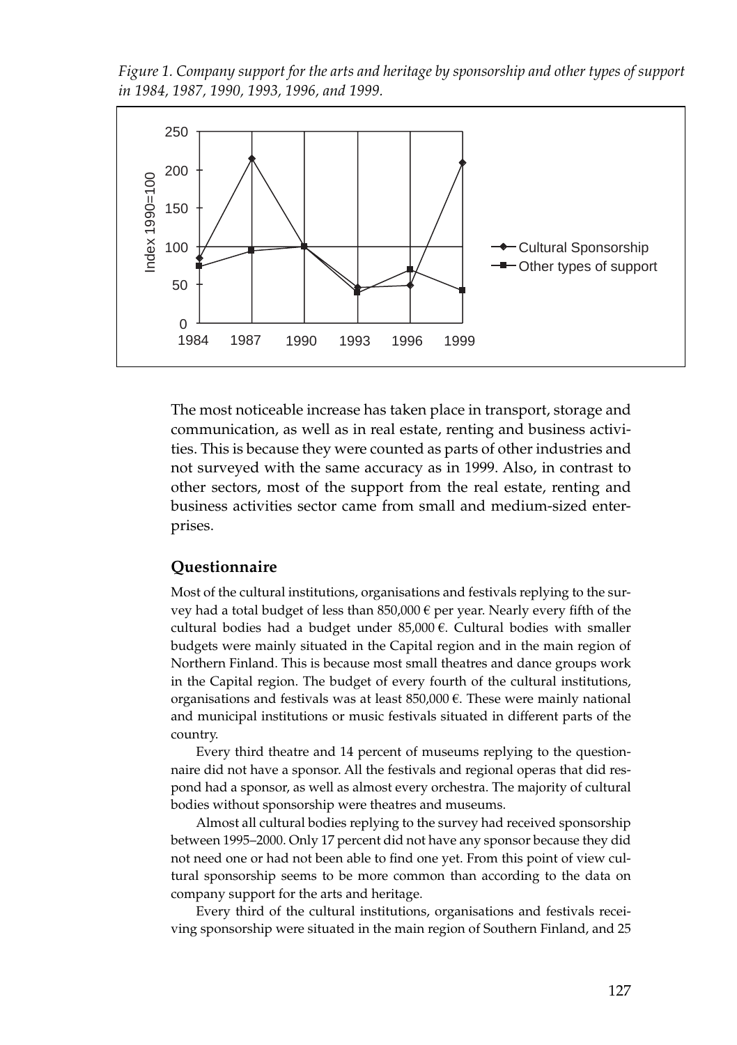*Figure 1. Company support for the arts and heritage by sponsorship and other types of support in 1984, 1987, 1990, 1993, 1996, and 1999.*

The most noticeable increase has taken place in transport, storage and communication, as well as in real estate, renting and business activities. This is because they were counted as parts of other industries and not surveyed with the same accuracy as in 1999. Also, in contrast to other sectors, most of the support from the real estate, renting and business activities sector came from small and medium-sized enterprises.

## Questionnaire

Most of the cultural institutions, organisations and festivals replying to the survey had a total budget of less than 850,000 € per year. Nearly every fifth of the cultural bodies had a budget under 85,000 €. Cultural bodies with smaller budgets were mainly situated in the Capital region and in the main region of Northern Finland. This is because most small theatres and dance groups work in the Capital region. The budget of every fourth of the cultural institutions, organisations and festivals was at least 850,000 €. These were mainly national and municipal institutions or music festivals situated in different parts of the country.

Every third theatre and 14 percent of museums replying to the questionnaire did not have a sponsor. All the festivals and regional operas that did respond had a sponsor, as well as almost every orchestra. The majority of cultural bodies without sponsorship were theatres and museums.

Almost all cultural bodies replying to the survey had received sponsorship between 1995–2000. Only 17 percent did not have any sponsor because they did not need one or had not been able to find one yet. From this point of view cultural sponsorship seems to be more common than according to the data on company support for the arts and heritage.

Every third of the cultural institutions, organisations and festivals receiving sponsorship were situated in the main region of Southern Finland, and 25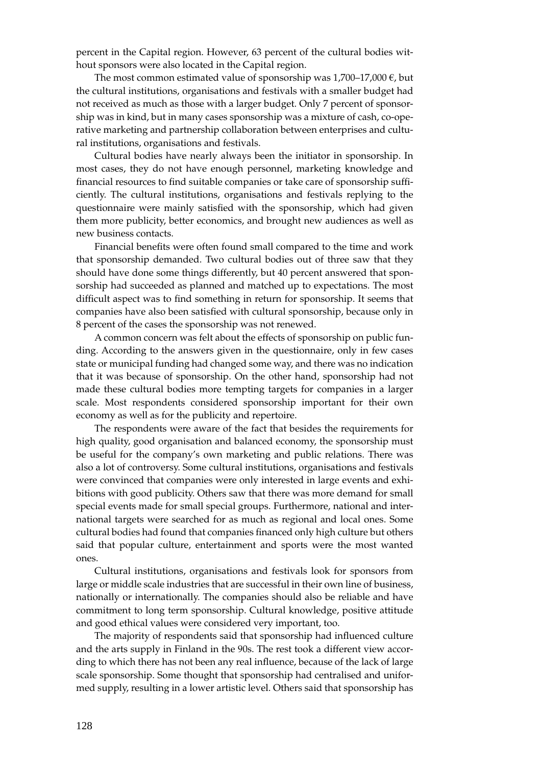percent in the Capital region. However, 63 percent of the cultural bodies without sponsors were also located in the Capital region.

The most common estimated value of sponsorship was 1,700–17,000 €, but the cultural institutions, organisations and festivals with a smaller budget had not received as much as those with a larger budget. Only 7 percent of sponsorship was in kind, but in many cases sponsorship was a mixture of cash, co-operative marketing and partnership collaboration between enterprises and cultural institutions, organisations and festivals.

Cultural bodies have nearly always been the initiator in sponsorship. In most cases, they do not have enough personnel, marketing knowledge and financial resources to find suitable companies or take care of sponsorship sufficiently. The cultural institutions, organisations and festivals replying to the questionnaire were mainly satisfied with the sponsorship, which had given them more publicity, better economics, and brought new audiences as well as new business contacts.

Financial benefits were often found small compared to the time and work that sponsorship demanded. Two cultural bodies out of three saw that they should have done some things differently, but 40 percent answered that sponsorship had succeeded as planned and matched up to expectations. The most difficult aspect was to find something in return for sponsorship. It seems that companies have also been satisfied with cultural sponsorship, because only in 8 percent of the cases the sponsorship was not renewed.

A common concern was felt about the effects of sponsorship on public funding. According to the answers given in the questionnaire, only in few cases state or municipal funding had changed some way, and there was no indication that it was because of sponsorship. On the other hand, sponsorship had not made these cultural bodies more tempting targets for companies in a larger scale. Most respondents considered sponsorship important for their own economy as well as for the publicity and repertoire.

The respondents were aware of the fact that besides the requirements for high quality, good organisation and balanced economy, the sponsorship must be useful for the company's own marketing and public relations. There was also a lot of controversy. Some cultural institutions, organisations and festivals were convinced that companies were only interested in large events and exhibitions with good publicity. Others saw that there was more demand for small special events made for small special groups. Furthermore, national and international targets were searched for as much as regional and local ones. Some cultural bodies had found that companies financed only high culture but others said that popular culture, entertainment and sports were the most wanted ones.

Cultural institutions, organisations and festivals look for sponsors from large or middle scale industries that are successful in their own line of business, nationally or internationally. The companies should also be reliable and have commitment to long term sponsorship. Cultural knowledge, positive attitude and good ethical values were considered very important, too.

The majority of respondents said that sponsorship had influenced culture and the arts supply in Finland in the 90s. The rest took a different view according to which there has not been any real influence, because of the lack of large scale sponsorship. Some thought that sponsorship had centralised and uniformed supply, resulting in a lower artistic level. Others said that sponsorship has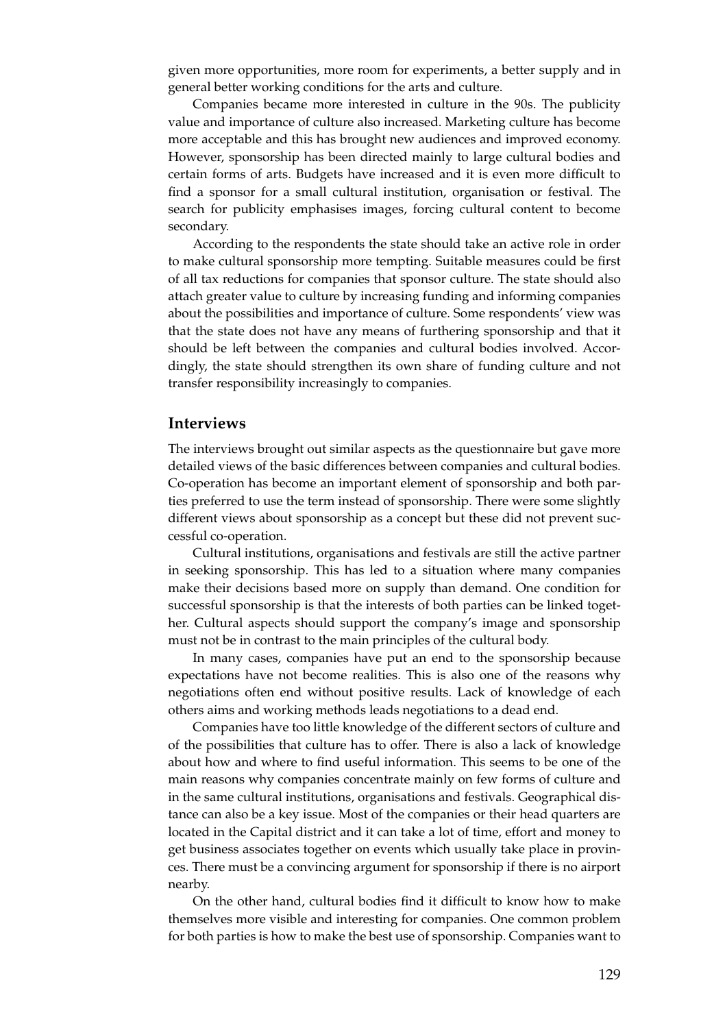given more opportunities, more room for experiments, a better supply and in general better working conditions for the arts and culture.

Companies became more interested in culture in the 90s. The publicity value and importance of culture also increased. Marketing culture has become more acceptable and this has brought new audiences and improved economy. However, sponsorship has been directed mainly to large cultural bodies and certain forms of arts. Budgets have increased and it is even more difficult to find a sponsor for a small cultural institution, organisation or festival. The search for publicity emphasises images, forcing cultural content to become secondary.

According to the respondents the state should take an active role in order to make cultural sponsorship more tempting. Suitable measures could be first of all tax reductions for companies that sponsor culture. The state should also attach greater value to culture by increasing funding and informing companies about the possibilities and importance of culture. Some respondents' view was that the state does not have any means of furthering sponsorship and that it should be left between the companies and cultural bodies involved. Accordingly, the state should strengthen its own share of funding culture and not transfer responsibility increasingly to companies.

## Interviews

The interviews brought out similar aspects as the questionnaire but gave more detailed views of the basic differences between companies and cultural bodies. Co-operation has become an important element of sponsorship and both parties preferred to use the term instead of sponsorship. There were some slightly different views about sponsorship as a concept but these did not prevent successful co-operation.

Cultural institutions, organisations and festivals are still the active partner in seeking sponsorship. This has led to a situation where many companies make their decisions based more on supply than demand. One condition for successful sponsorship is that the interests of both parties can be linked together. Cultural aspects should support the company's image and sponsorship must not be in contrast to the main principles of the cultural body.

In many cases, companies have put an end to the sponsorship because expectations have not become realities. This is also one of the reasons why negotiations often end without positive results. Lack of knowledge of each others aims and working methods leads negotiations to a dead end.

Companies have too little knowledge of the different sectors of culture and of the possibilities that culture has to offer. There is also a lack of knowledge about how and where to find useful information. This seems to be one of the main reasons why companies concentrate mainly on few forms of culture and in the same cultural institutions, organisations and festivals. Geographical distance can also be a key issue. Most of the companies or their head quarters are located in the Capital district and it can take a lot of time, effort and money to get business associates together on events which usually take place in provinces. There must be a convincing argument for sponsorship if there is no airport nearby.

On the other hand, cultural bodies find it difficult to know how to make themselves more visible and interesting for companies. One common problem for both parties is how to make the best use of sponsorship. Companies want to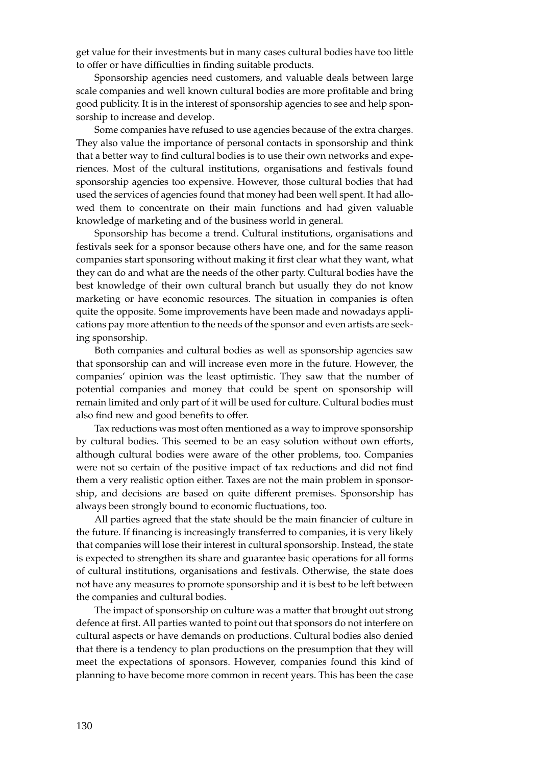get value for their investments but in many cases cultural bodies have too little to offer or have difficulties in finding suitable products.

Sponsorship agencies need customers, and valuable deals between large scale companies and well known cultural bodies are more profitable and bring good publicity. It is in the interest of sponsorship agencies to see and help sponsorship to increase and develop.

Some companies have refused to use agencies because of the extra charges. They also value the importance of personal contacts in sponsorship and think that a better way to find cultural bodies is to use their own networks and experiences. Most of the cultural institutions, organisations and festivals found sponsorship agencies too expensive. However, those cultural bodies that had used the services of agencies found that money had been well spent. It had allowed them to concentrate on their main functions and had given valuable knowledge of marketing and of the business world in general.

Sponsorship has become a trend. Cultural institutions, organisations and festivals seek for a sponsor because others have one, and for the same reason companies start sponsoring without making it first clear what they want, what they can do and what are the needs of the other party. Cultural bodies have the best knowledge of their own cultural branch but usually they do not know marketing or have economic resources. The situation in companies is often quite the opposite. Some improvements have been made and nowadays applications pay more attention to the needs of the sponsor and even artists are seeking sponsorship.

Both companies and cultural bodies as well as sponsorship agencies saw that sponsorship can and will increase even more in the future. However, the companies' opinion was the least optimistic. They saw that the number of potential companies and money that could be spent on sponsorship will remain limited and only part of it will be used for culture. Cultural bodies must also find new and good benefits to offer.

Tax reductions was most often mentioned as a way to improve sponsorship by cultural bodies. This seemed to be an easy solution without own efforts, although cultural bodies were aware of the other problems, too. Companies were not so certain of the positive impact of tax reductions and did not find them a very realistic option either. Taxes are not the main problem in sponsorship, and decisions are based on quite different premises. Sponsorship has always been strongly bound to economic fluctuations, too.

All parties agreed that the state should be the main financier of culture in the future. If financing is increasingly transferred to companies, it is very likely that companies will lose their interest in cultural sponsorship. Instead, the state is expected to strengthen its share and guarantee basic operations for all forms of cultural institutions, organisations and festivals. Otherwise, the state does not have any measures to promote sponsorship and it is best to be left between the companies and cultural bodies.

The impact of sponsorship on culture was a matter that brought out strong defence at first. All parties wanted to point out that sponsors do not interfere on cultural aspects or have demands on productions. Cultural bodies also denied that there is a tendency to plan productions on the presumption that they will meet the expectations of sponsors. However, companies found this kind of planning to have become more common in recent years. This has been the case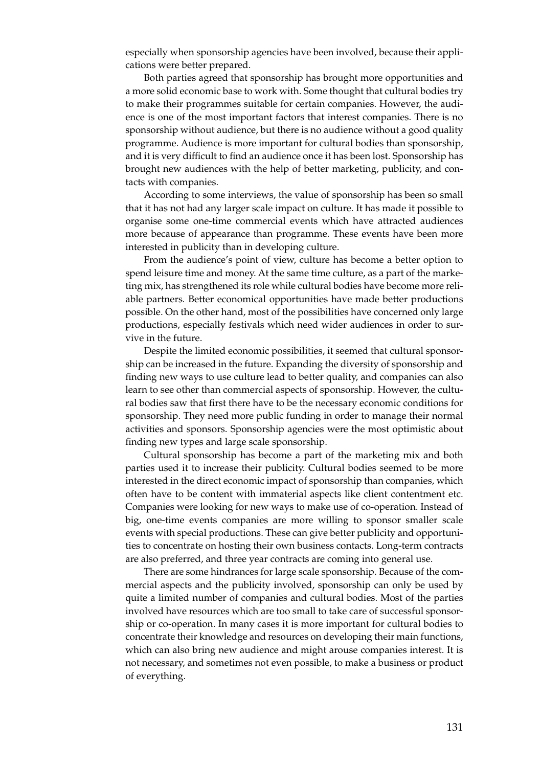especially when sponsorship agencies have been involved, because their applications were better prepared.

Both parties agreed that sponsorship has brought more opportunities and a more solid economic base to work with. Some thought that cultural bodies try to make their programmes suitable for certain companies. However, the audience is one of the most important factors that interest companies. There is no sponsorship without audience, but there is no audience without a good quality programme. Audience is more important for cultural bodies than sponsorship, and it is very difficult to find an audience once it has been lost. Sponsorship has brought new audiences with the help of better marketing, publicity, and contacts with companies.

According to some interviews, the value of sponsorship has been so small that it has not had any larger scale impact on culture. It has made it possible to organise some one-time commercial events which have attracted audiences more because of appearance than programme. These events have been more interested in publicity than in developing culture.

From the audience's point of view, culture has become a better option to spend leisure time and money. At the same time culture, as a part of the marketing mix, has strengthened its role while cultural bodies have become more reliable partners. Better economical opportunities have made better productions possible. On the other hand, most of the possibilities have concerned only large productions, especially festivals which need wider audiences in order to survive in the future.

Despite the limited economic possibilities, it seemed that cultural sponsorship can be increased in the future. Expanding the diversity of sponsorship and finding new ways to use culture lead to better quality, and companies can also learn to see other than commercial aspects of sponsorship. However, the cultural bodies saw that first there have to be the necessary economic conditions for sponsorship. They need more public funding in order to manage their normal activities and sponsors. Sponsorship agencies were the most optimistic about finding new types and large scale sponsorship.

Cultural sponsorship has become a part of the marketing mix and both parties used it to increase their publicity. Cultural bodies seemed to be more interested in the direct economic impact of sponsorship than companies, which often have to be content with immaterial aspects like client contentment etc. Companies were looking for new ways to make use of co-operation. Instead of big, one-time events companies are more willing to sponsor smaller scale events with special productions. These can give better publicity and opportunities to concentrate on hosting their own business contacts. Long-term contracts are also preferred, and three year contracts are coming into general use.

There are some hindrances for large scale sponsorship. Because of the commercial aspects and the publicity involved, sponsorship can only be used by quite a limited number of companies and cultural bodies. Most of the parties involved have resources which are too small to take care of successful sponsorship or co-operation. In many cases it is more important for cultural bodies to concentrate their knowledge and resources on developing their main functions, which can also bring new audience and might arouse companies interest. It is not necessary, and sometimes not even possible, to make a business or product of everything.